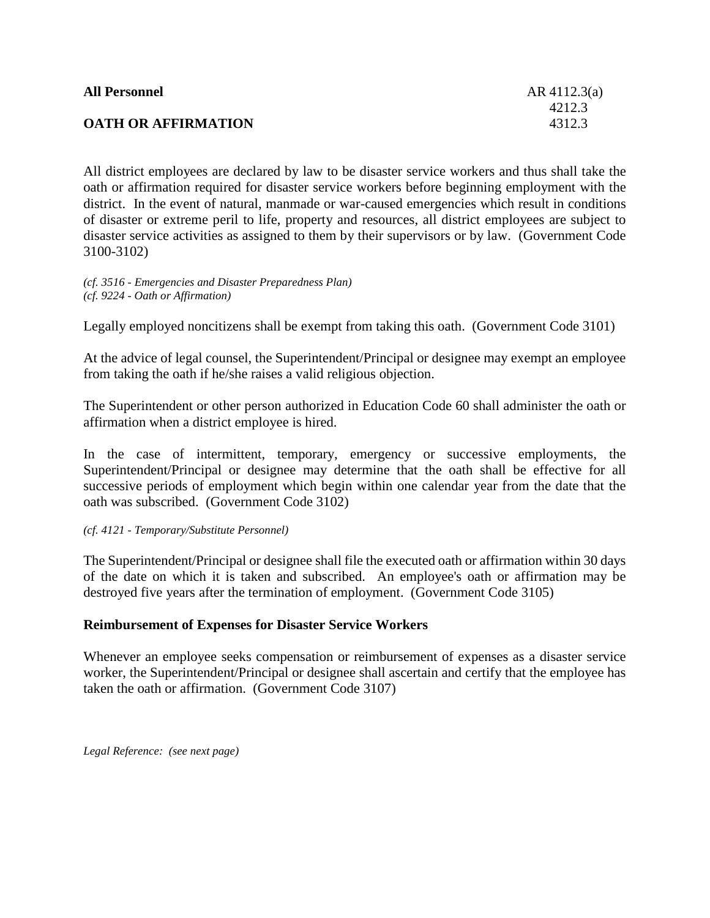**All Personnel** AR 4112.3(a)
4212.3
**OATH OR AFFIRMATION** 4312.3

All district employees are declared by law to be disaster service workers and thus shall take the oath or affirmation required for disaster service workers before beginning employment with the district. In the event of natural, manmade or war-caused emergencies which result in conditions of disaster or extreme peril to life, property and resources, all district employees are subject to disaster service activities as assigned to them by their supervisors or by law. (Government Code 3100-3102)

*(cf. 3516 - Emergencies and Disaster Preparedness Plan)*
*(cf. 9224 - Oath or Affirmation)*

Legally employed noncitizens shall be exempt from taking this oath. (Government Code 3101)

At the advice of legal counsel, the Superintendent/Principal or designee may exempt an employee from taking the oath if he/she raises a valid religious objection.

The Superintendent or other person authorized in Education Code 60 shall administer the oath or affirmation when a district employee is hired.

In the case of intermittent, temporary, emergency or successive employments, the Superintendent/Principal or designee may determine that the oath shall be effective for all successive periods of employment which begin within one calendar year from the date that the oath was subscribed. (Government Code 3102)

*(cf. 4121 - Temporary/Substitute Personnel)*

The Superintendent/Principal or designee shall file the executed oath or affirmation within 30 days of the date on which it is taken and subscribed. An employee's oath or affirmation may be destroyed five years after the termination of employment. (Government Code 3105)

## Reimbursement of Expenses for Disaster Service Workers

Whenever an employee seeks compensation or reimbursement of expenses as a disaster service worker, the Superintendent/Principal or designee shall ascertain and certify that the employee has taken the oath or affirmation. (Government Code 3107)

*Legal Reference: (see next page)*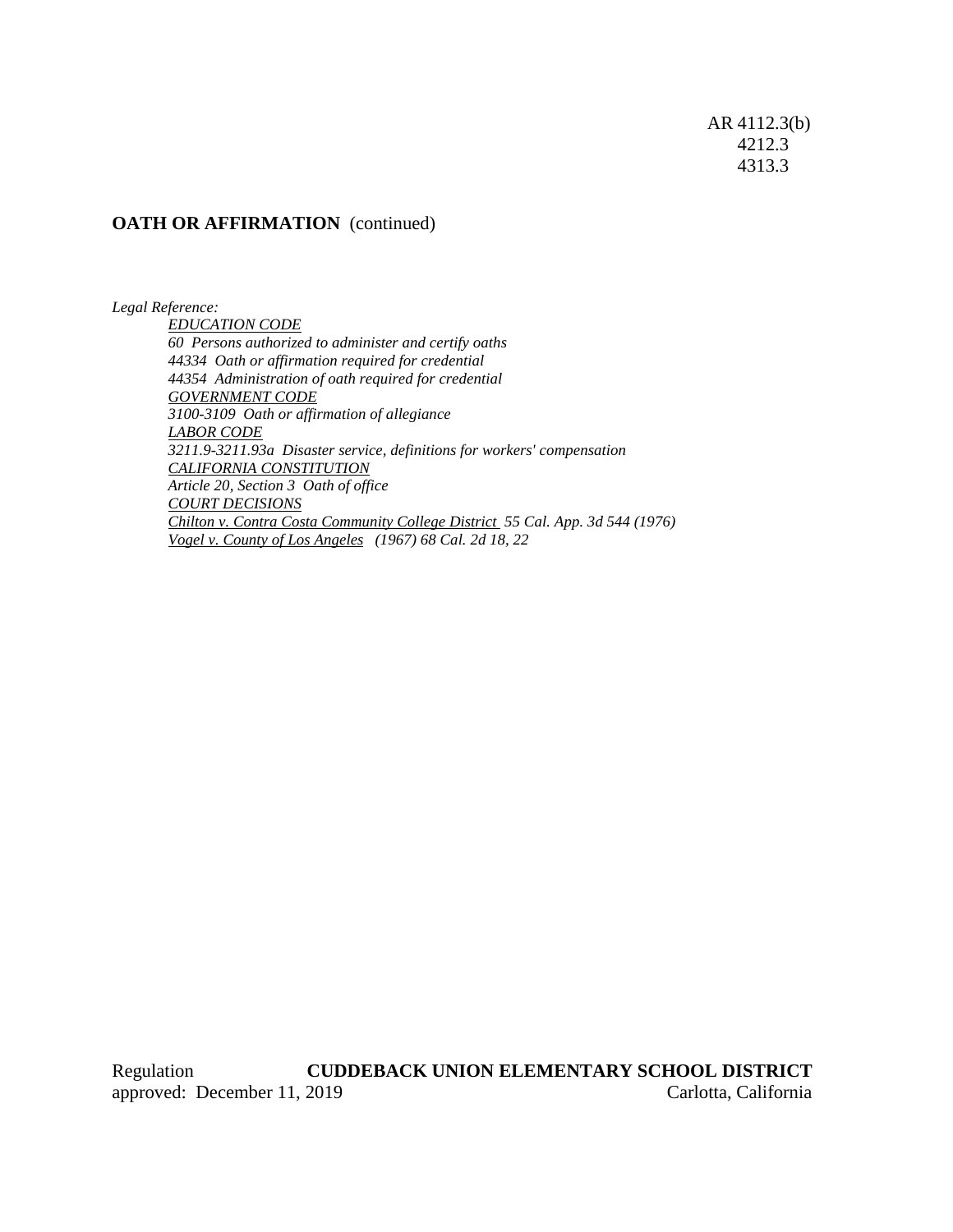AR 4112.3(b)
4212.3
4313.3

**OATH OR AFFIRMATION** (continued)

*Legal Reference:*

*EDUCATION CODE*

*60 Persons authorized to administer and certify oaths*

*44334 Oath or affirmation required for credential*

*44354 Administration of oath required for credential*

*GOVERNMENT CODE*

*3100-3109 Oath or affirmation of allegiance*

*LABOR CODE*

*3211.9-3211.93a Disaster service, definitions for workers' compensation*

*CALIFORNIA CONSTITUTION*

*Article 20, Section 3 Oath of office*

*COURT DECISIONS*

*Chilton v. Contra Costa Community College District 55 Cal. App. 3d 544 (1976)*

*Vogel v. County of Los Angeles (1967) 68 Cal. 2d 18, 22*

Regulation **CUDDEBACK UNION ELEMENTARY SCHOOL DISTRICT**
approved: December 11, 2019 Carlotta, California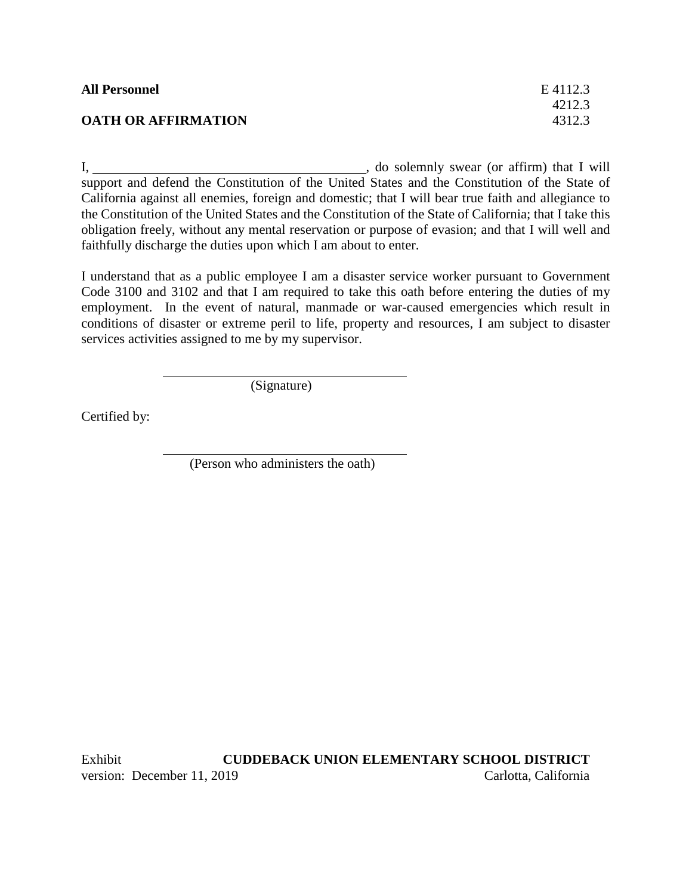**All Personnel** E 4112.3
4212.3

**OATH OR AFFIRMATION** 4312.3

I, ________________________________________, do solemnly swear (or affirm) that I will support and defend the Constitution of the United States and the Constitution of the State of California against all enemies, foreign and domestic; that I will bear true faith and allegiance to the Constitution of the United States and the Constitution of the State of California; that I take this obligation freely, without any mental reservation or purpose of evasion; and that I will well and faithfully discharge the duties upon which I am about to enter.

I understand that as a public employee I am a disaster service worker pursuant to Government Code 3100 and 3102 and that I am required to take this oath before entering the duties of my employment. In the event of natural, manmade or war-caused emergencies which result in conditions of disaster or extreme peril to life, property and resources, I am subject to disaster services activities assigned to me by my supervisor.

________________________________________
(Signature)

Certified by:

________________________________________
(Person who administers the oath)

Exhibit **CUDDEBACK UNION ELEMENTARY SCHOOL DISTRICT**
version: December 11, 2019 Carlotta, California